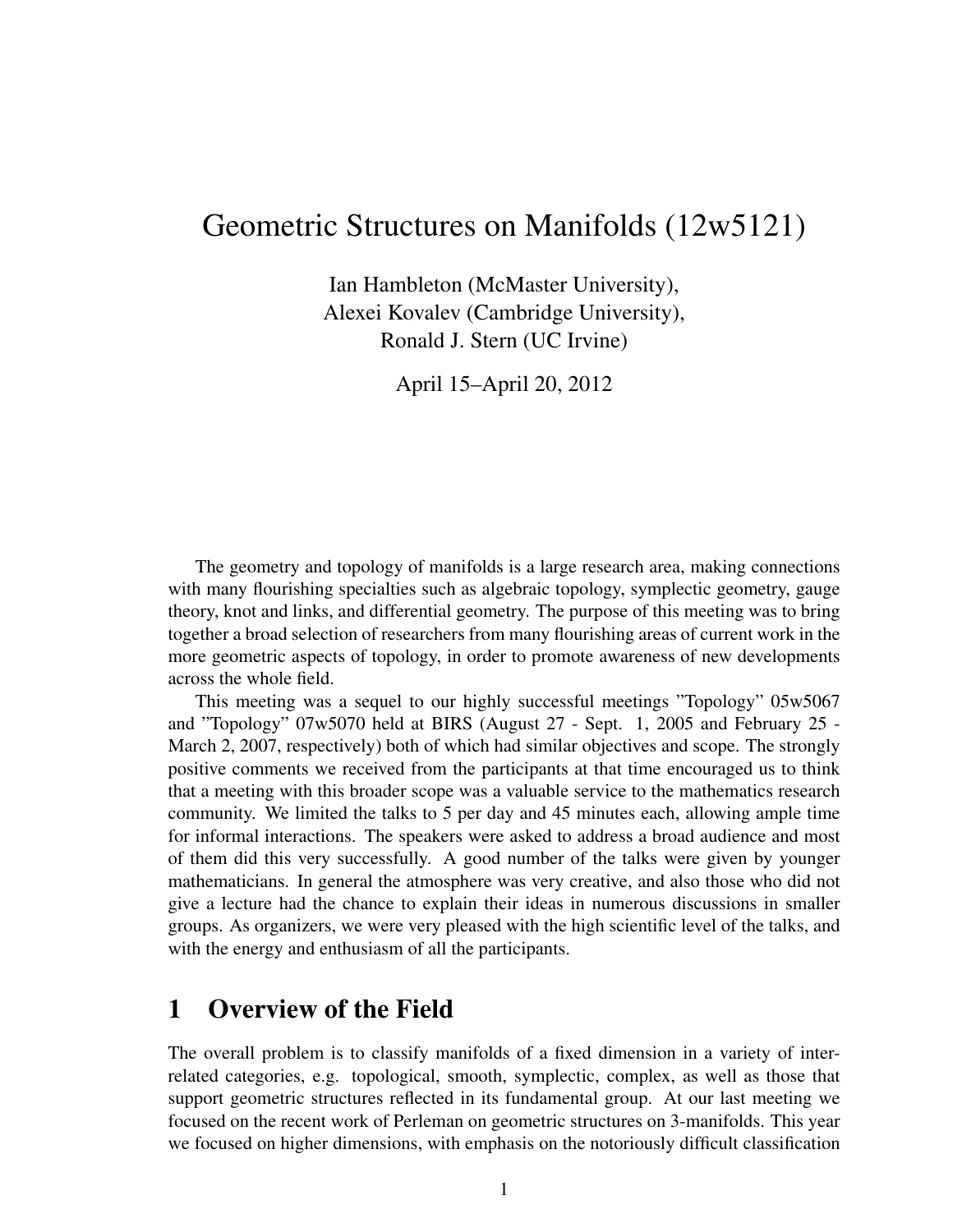# Geometric Structures on Manifolds (12w5121)

Ian Hambleton (McMaster University),
Alexei Kovalev (Cambridge University),
Ronald J. Stern (UC Irvine)

April 15–April 20, 2012

The geometry and topology of manifolds is a large research area, making connections with many flourishing specialties such as algebraic topology, symplectic geometry, gauge theory, knot and links, and differential geometry. The purpose of this meeting was to bring together a broad selection of researchers from many flourishing areas of current work in the more geometric aspects of topology, in order to promote awareness of new developments across the whole field.

This meeting was a sequel to our highly successful meetings "Topology" 05w5067 and "Topology" 07w5070 held at BIRS (August 27 - Sept. 1, 2005 and February 25 - March 2, 2007, respectively) both of which had similar objectives and scope. The strongly positive comments we received from the participants at that time encouraged us to think that a meeting with this broader scope was a valuable service to the mathematics research community. We limited the talks to 5 per day and 45 minutes each, allowing ample time for informal interactions. The speakers were asked to address a broad audience and most of them did this very successfully. A good number of the talks were given by younger mathematicians. In general the atmosphere was very creative, and also those who did not give a lecture had the chance to explain their ideas in numerous discussions in smaller groups. As organizers, we were very pleased with the high scientific level of the talks, and with the energy and enthusiasm of all the participants.

## 1 Overview of the Field

The overall problem is to classify manifolds of a fixed dimension in a variety of interrelated categories, e.g. topological, smooth, symplectic, complex, as well as those that support geometric structures reflected in its fundamental group. At our last meeting we focused on the recent work of Perleman on geometric structures on 3-manifolds. This year we focused on higher dimensions, with emphasis on the notoriously difficult classification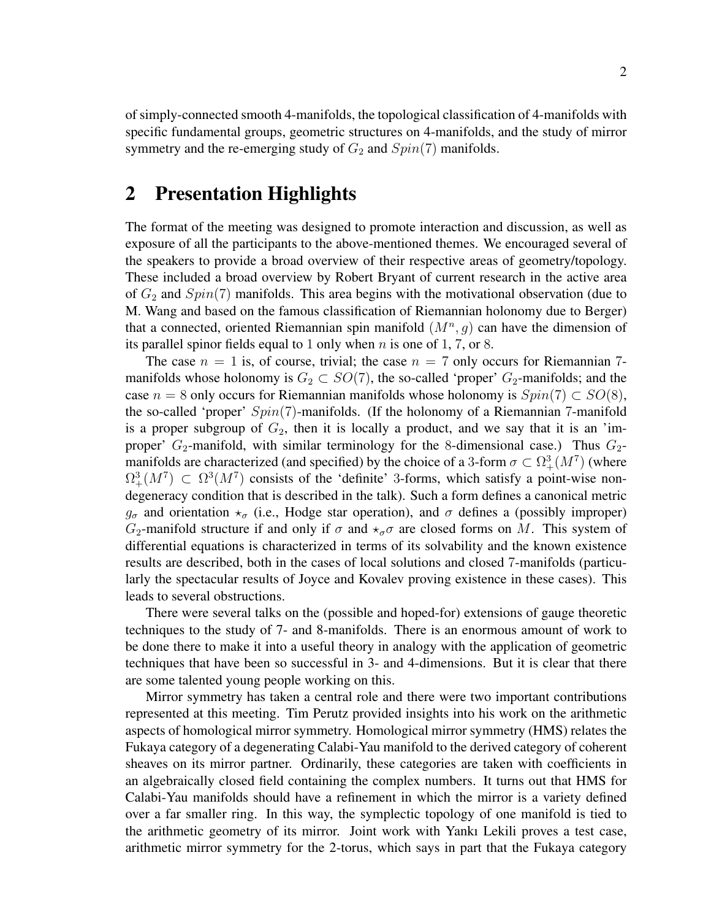of simply-connected smooth 4-manifolds, the topological classification of 4-manifolds with specific fundamental groups, geometric structures on 4-manifolds, and the study of mirror symmetry and the re-emerging study of $G_2$ and $Spin(7)$ manifolds.

## 2 Presentation Highlights

The format of the meeting was designed to promote interaction and discussion, as well as exposure of all the participants to the above-mentioned themes. We encouraged several of the speakers to provide a broad overview of their respective areas of geometry/topology. These included a broad overview by Robert Bryant of current research in the active area of $G_2$ and $Spin(7)$ manifolds. This area begins with the motivational observation (due to M. Wang and based on the famous classification of Riemannian holonomy due to Berger) that a connected, oriented Riemannian spin manifold $(M^n, g)$ can have the dimension of its parallel spinor fields equal to 1 only when $n$ is one of 1, 7, or 8.

The case $n = 1$ is, of course, trivial; the case $n = 7$ only occurs for Riemannian 7-manifolds whose holonomy is $G_2 \subset SO(7)$, the so-called 'proper' $G_2$-manifolds; and the case $n = 8$ only occurs for Riemannian manifolds whose holonomy is $Spin(7) \subset SO(8)$, the so-called 'proper' $Spin(7)$-manifolds. (If the holonomy of a Riemannian 7-manifold is a proper subgroup of $G_2$, then it is locally a product, and we say that it is an 'improper' $G_2$-manifold, with similar terminology for the 8-dimensional case.) Thus $G_2$-manifolds are characterized (and specified) by the choice of a 3-form $\sigma \subset \Omega^3_+(M^7)$ (where $\Omega^3_+(M^7) \subset \Omega^3(M^7)$ consists of the 'definite' 3-forms, which satisfy a point-wise non-degeneracy condition that is described in the talk). Such a form defines a canonical metric $g_\sigma$ and orientation $\star_\sigma$ (i.e., Hodge star operation), and $\sigma$ defines a (possibly improper) $G_2$-manifold structure if and only if $\sigma$ and $\star_\sigma\sigma$ are closed forms on $M$. This system of differential equations is characterized in terms of its solvability and the known existence results are described, both in the cases of local solutions and closed 7-manifolds (particularly the spectacular results of Joyce and Kovalev proving existence in these cases). This leads to several obstructions.

There were several talks on the (possible and hoped-for) extensions of gauge theoretic techniques to the study of 7- and 8-manifolds. There is an enormous amount of work to be done there to make it into a useful theory in analogy with the application of geometric techniques that have been so successful in 3- and 4-dimensions. But it is clear that there are some talented young people working on this.

Mirror symmetry has taken a central role and there were two important contributions represented at this meeting. Tim Perutz provided insights into his work on the arithmetic aspects of homological mirror symmetry. Homological mirror symmetry (HMS) relates the Fukaya category of a degenerating Calabi-Yau manifold to the derived category of coherent sheaves on its mirror partner. Ordinarily, these categories are taken with coefficients in an algebraically closed field containing the complex numbers. It turns out that HMS for Calabi-Yau manifolds should have a refinement in which the mirror is a variety defined over a far smaller ring. In this way, the symplectic topology of one manifold is tied to the arithmetic geometry of its mirror. Joint work with Yankı Lekili proves a test case, arithmetic mirror symmetry for the 2-torus, which says in part that the Fukaya category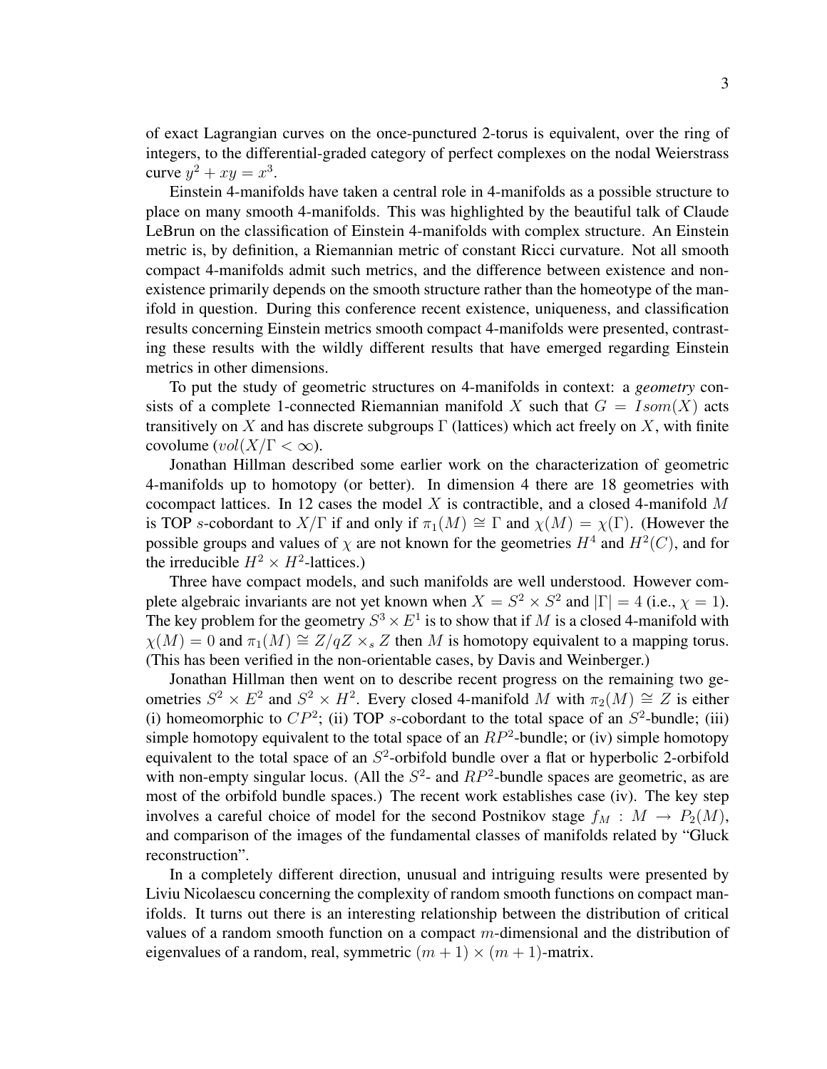of exact Lagrangian curves on the once-punctured 2-torus is equivalent, over the ring of integers, to the differential-graded category of perfect complexes on the nodal Weierstrass curve $y^2 + xy = x^3$.

Einstein 4-manifolds have taken a central role in 4-manifolds as a possible structure to place on many smooth 4-manifolds. This was highlighted by the beautiful talk of Claude LeBrun on the classification of Einstein 4-manifolds with complex structure. An Einstein metric is, by definition, a Riemannian metric of constant Ricci curvature. Not all smooth compact 4-manifolds admit such metrics, and the difference between existence and non-existence primarily depends on the smooth structure rather than the homeotype of the manifold in question. During this conference recent existence, uniqueness, and classification results concerning Einstein metrics smooth compact 4-manifolds were presented, contrasting these results with the wildly different results that have emerged regarding Einstein metrics in other dimensions.

To put the study of geometric structures on 4-manifolds in context: a *geometry* consists of a complete 1-connected Riemannian manifold $X$ such that $G = Isom(X)$ acts transitively on $X$ and has discrete subgroups $\Gamma$ (lattices) which act freely on $X$, with finite covolume ($vol(X/\Gamma < \infty$).

Jonathan Hillman described some earlier work on the characterization of geometric 4-manifolds up to homotopy (or better). In dimension 4 there are 18 geometries with cocompact lattices. In 12 cases the model $X$ is contractible, and a closed 4-manifold $M$ is TOP $s$-cobordant to $X/\Gamma$ if and only if $\pi_1(M) \cong \Gamma$ and $\chi(M) = \chi(\Gamma)$. (However the possible groups and values of $\chi$ are not known for the geometries $H^4$ and $H^2(C)$, and for the irreducible $H^2 \times H^2$-lattices.)

Three have compact models, and such manifolds are well understood. However complete algebraic invariants are not yet known when $X = S^2 \times S^2$ and $|\Gamma| = 4$ (i.e., $\chi = 1$). The key problem for the geometry $S^3 \times E^1$ is to show that if $M$ is a closed 4-manifold with $\chi(M) = 0$ and $\pi_1(M) \cong Z/qZ \times_s Z$ then $M$ is homotopy equivalent to a mapping torus. (This has been verified in the non-orientable cases, by Davis and Weinberger.)

Jonathan Hillman then went on to describe recent progress on the remaining two geometries $S^2 \times E^2$ and $S^2 \times H^2$. Every closed 4-manifold $M$ with $\pi_2(M) \cong Z$ is either (i) homeomorphic to $CP^2$; (ii) TOP $s$-cobordant to the total space of an $S^2$-bundle; (iii) simple homotopy equivalent to the total space of an $RP^2$-bundle; or (iv) simple homotopy equivalent to the total space of an $S^2$-orbifold bundle over a flat or hyperbolic 2-orbifold with non-empty singular locus. (All the $S^2$- and $RP^2$-bundle spaces are geometric, as are most of the orbifold bundle spaces.) The recent work establishes case (iv). The key step involves a careful choice of model for the second Postnikov stage $f_M : M \to P_2(M)$, and comparison of the images of the fundamental classes of manifolds related by "Gluck reconstruction".

In a completely different direction, unusual and intriguing results were presented by Liviu Nicolaescu concerning the complexity of random smooth functions on compact manifolds. It turns out there is an interesting relationship between the distribution of critical values of a random smooth function on a compact $m$-dimensional and the distribution of eigenvalues of a random, real, symmetric $(m + 1) \times (m + 1)$-matrix.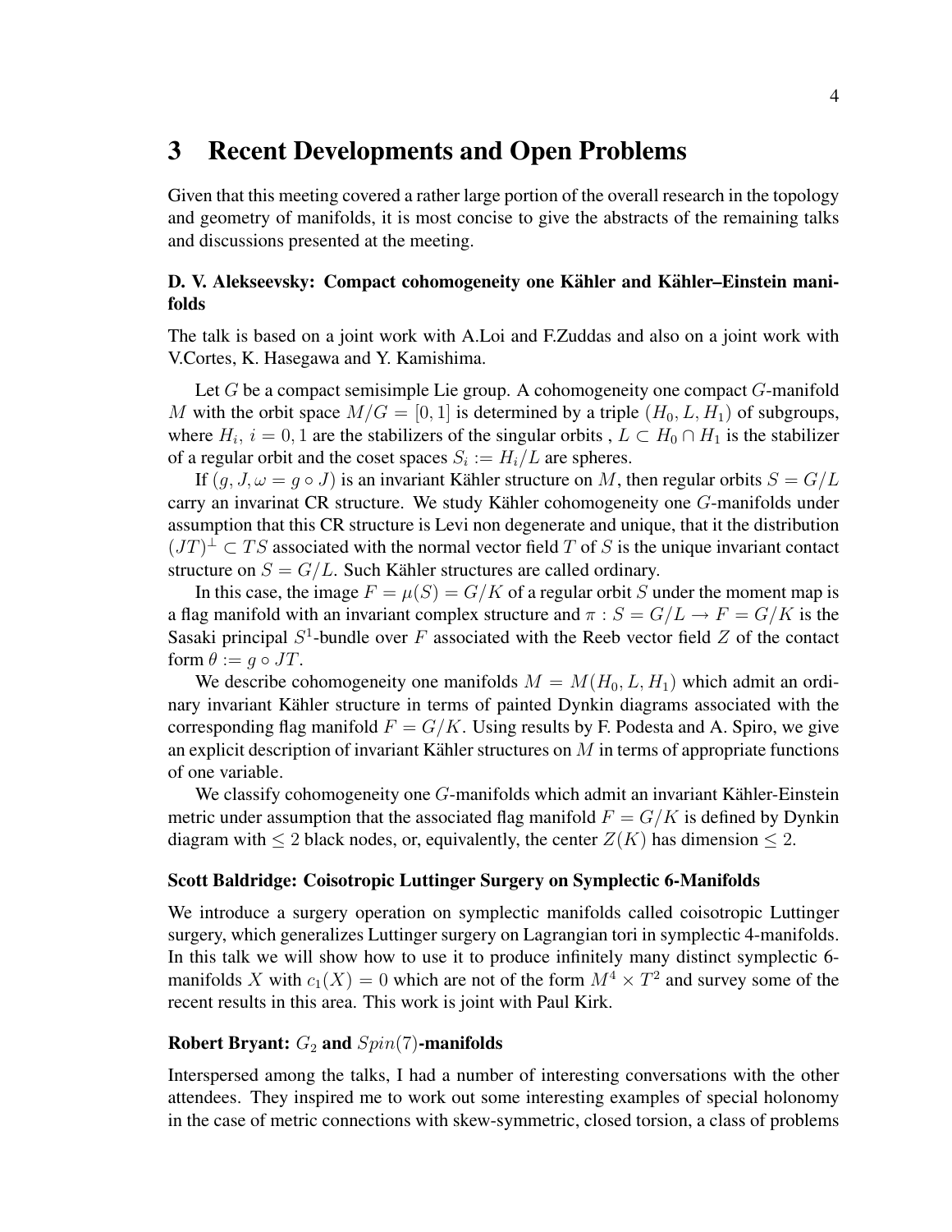## 3 Recent Developments and Open Problems

Given that this meeting covered a rather large portion of the overall research in the topology and geometry of manifolds, it is most concise to give the abstracts of the remaining talks and discussions presented at the meeting.

### D. V. Alekseevsky: Compact cohomogeneity one Kähler and Kähler–Einstein manifolds

The talk is based on a joint work with A.Loi and F.Zuddas and also on a joint work with V.Cortes, K. Hasegawa and Y. Kamishima.

Let $G$ be a compact semisimple Lie group. A cohomogeneity one compact $G$-manifold $M$ with the orbit space $M/G = [0, 1]$ is determined by a triple $(H_0, L, H_1)$ of subgroups, where $H_i$, $i = 0, 1$ are the stabilizers of the singular orbits , $L \subset H_0 \cap H_1$ is the stabilizer of a regular orbit and the coset spaces $S_i := H_i/L$ are spheres.

If $(g, J, \omega = g \circ J)$ is an invariant Kähler structure on $M$, then regular orbits $S = G/L$ carry an invarinat CR structure. We study Kähler cohomogeneity one $G$-manifolds under assumption that this CR structure is Levi non degenerate and unique, that it the distribution $(JT)^{\perp} \subset TS$ associated with the normal vector field $T$ of $S$ is the unique invariant contact structure on $S = G/L$. Such Kähler structures are called ordinary.

In this case, the image $F = \mu(S) = G/K$ of a regular orbit $S$ under the moment map is a flag manifold with an invariant complex structure and $\pi : S = G/L \to F = G/K$ is the Sasaki principal $S^1$-bundle over $F$ associated with the Reeb vector field $Z$ of the contact form $\theta := g \circ JT$.

We describe cohomogeneity one manifolds $M = M(H_0, L, H_1)$ which admit an ordinary invariant Kähler structure in terms of painted Dynkin diagrams associated with the corresponding flag manifold $F = G/K$. Using results by F. Podesta and A. Spiro, we give an explicit description of invariant Kähler structures on $M$ in terms of appropriate functions of one variable.

We classify cohomogeneity one $G$-manifolds which admit an invariant Kähler-Einstein metric under assumption that the associated flag manifold $F = G/K$ is defined by Dynkin diagram with $\leq 2$ black nodes, or, equivalently, the center $Z(K)$ has dimension $\leq 2$.

### Scott Baldridge: Coisotropic Luttinger Surgery on Symplectic 6-Manifolds

We introduce a surgery operation on symplectic manifolds called coisotropic Luttinger surgery, which generalizes Luttinger surgery on Lagrangian tori in symplectic 4-manifolds. In this talk we will show how to use it to produce infinitely many distinct symplectic 6-manifolds $X$ with $c_1(X) = 0$ which are not of the form $M^4 \times T^2$ and survey some of the recent results in this area. This work is joint with Paul Kirk.

### Robert Bryant: $G_2$ and $Spin(7)$-manifolds

Interspersed among the talks, I had a number of interesting conversations with the other attendees. They inspired me to work out some interesting examples of special holonomy in the case of metric connections with skew-symmetric, closed torsion, a class of problems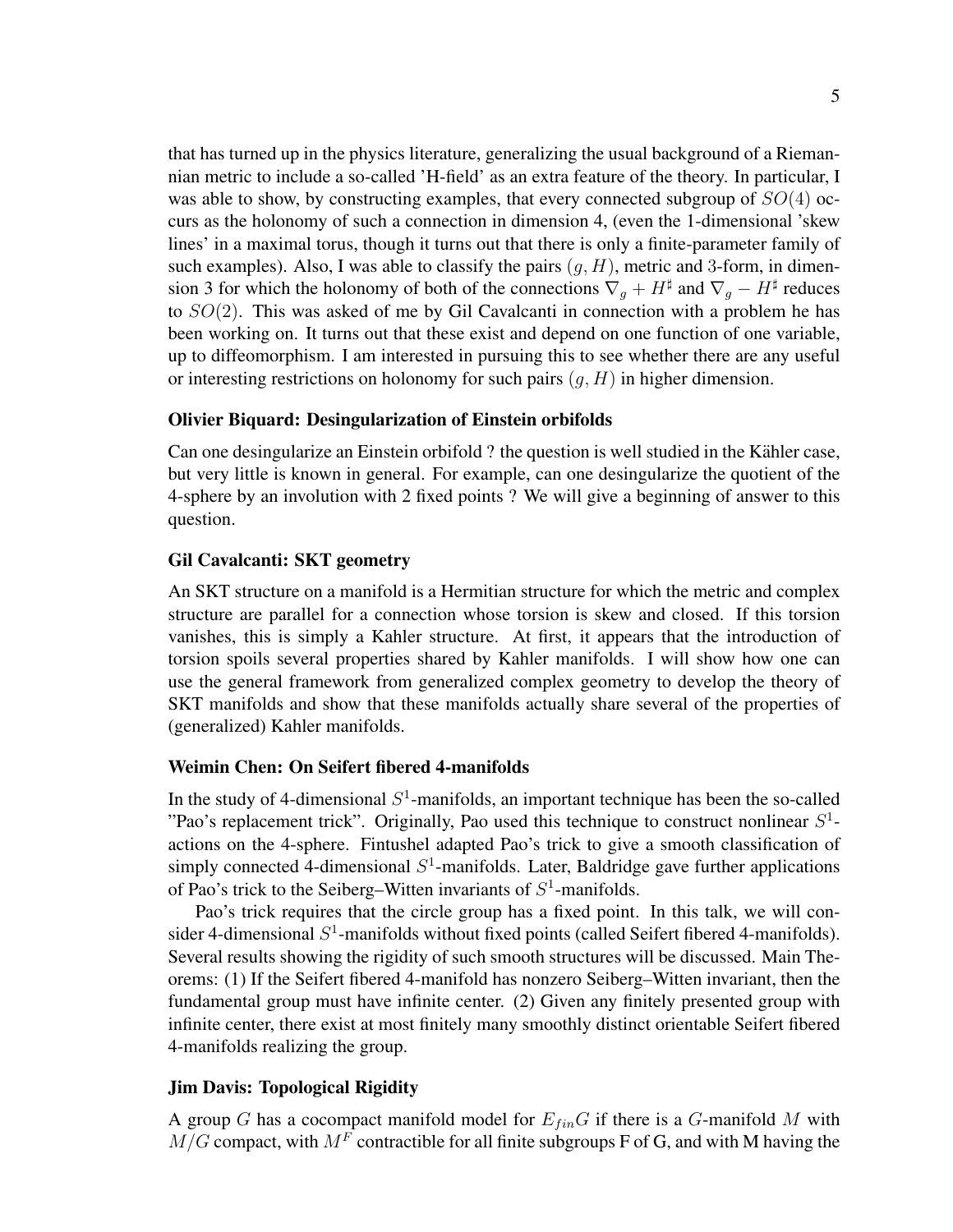that has turned up in the physics literature, generalizing the usual background of a Riemannian metric to include a so-called 'H-field' as an extra feature of the theory. In particular, I was able to show, by constructing examples, that every connected subgroup of $SO(4)$ occurs as the holonomy of such a connection in dimension 4, (even the 1-dimensional 'skew lines' in a maximal torus, though it turns out that there is only a finite-parameter family of such examples). Also, I was able to classify the pairs $(g, H)$, metric and 3-form, in dimension 3 for which the holonomy of both of the connections $\nabla_g + H^\sharp$ and $\nabla_g - H^\sharp$ reduces to $SO(2)$. This was asked of me by Gil Cavalcanti in connection with a problem he has been working on. It turns out that these exist and depend on one function of one variable, up to diffeomorphism. I am interested in pursuing this to see whether there are any useful or interesting restrictions on holonomy for such pairs $(g, H)$ in higher dimension.

### Olivier Biquard: Desingularization of Einstein orbifolds

Can one desingularize an Einstein orbifold ? the question is well studied in the Kähler case, but very little is known in general. For example, can one desingularize the quotient of the 4-sphere by an involution with 2 fixed points ? We will give a beginning of answer to this question.

### Gil Cavalcanti: SKT geometry

An SKT structure on a manifold is a Hermitian structure for which the metric and complex structure are parallel for a connection whose torsion is skew and closed. If this torsion vanishes, this is simply a Kahler structure. At first, it appears that the introduction of torsion spoils several properties shared by Kahler manifolds. I will show how one can use the general framework from generalized complex geometry to develop the theory of SKT manifolds and show that these manifolds actually share several of the properties of (generalized) Kahler manifolds.

### Weimin Chen: On Seifert fibered 4-manifolds

In the study of 4-dimensional $S^1$-manifolds, an important technique has been the so-called "Pao's replacement trick". Originally, Pao used this technique to construct nonlinear $S^1$-actions on the 4-sphere. Fintushel adapted Pao's trick to give a smooth classification of simply connected 4-dimensional $S^1$-manifolds. Later, Baldridge gave further applications of Pao's trick to the Seiberg–Witten invariants of $S^1$-manifolds.

Pao's trick requires that the circle group has a fixed point. In this talk, we will consider 4-dimensional $S^1$-manifolds without fixed points (called Seifert fibered 4-manifolds). Several results showing the rigidity of such smooth structures will be discussed. Main Theorems: (1) If the Seifert fibered 4-manifold has nonzero Seiberg–Witten invariant, then the fundamental group must have infinite center. (2) Given any finitely presented group with infinite center, there exist at most finitely many smoothly distinct orientable Seifert fibered 4-manifolds realizing the group.

### Jim Davis: Topological Rigidity

A group $G$ has a cocompact manifold model for $E_{fin}G$ if there is a $G$-manifold $M$ with $M/G$ compact, with $M^F$ contractible for all finite subgroups F of G, and with M having the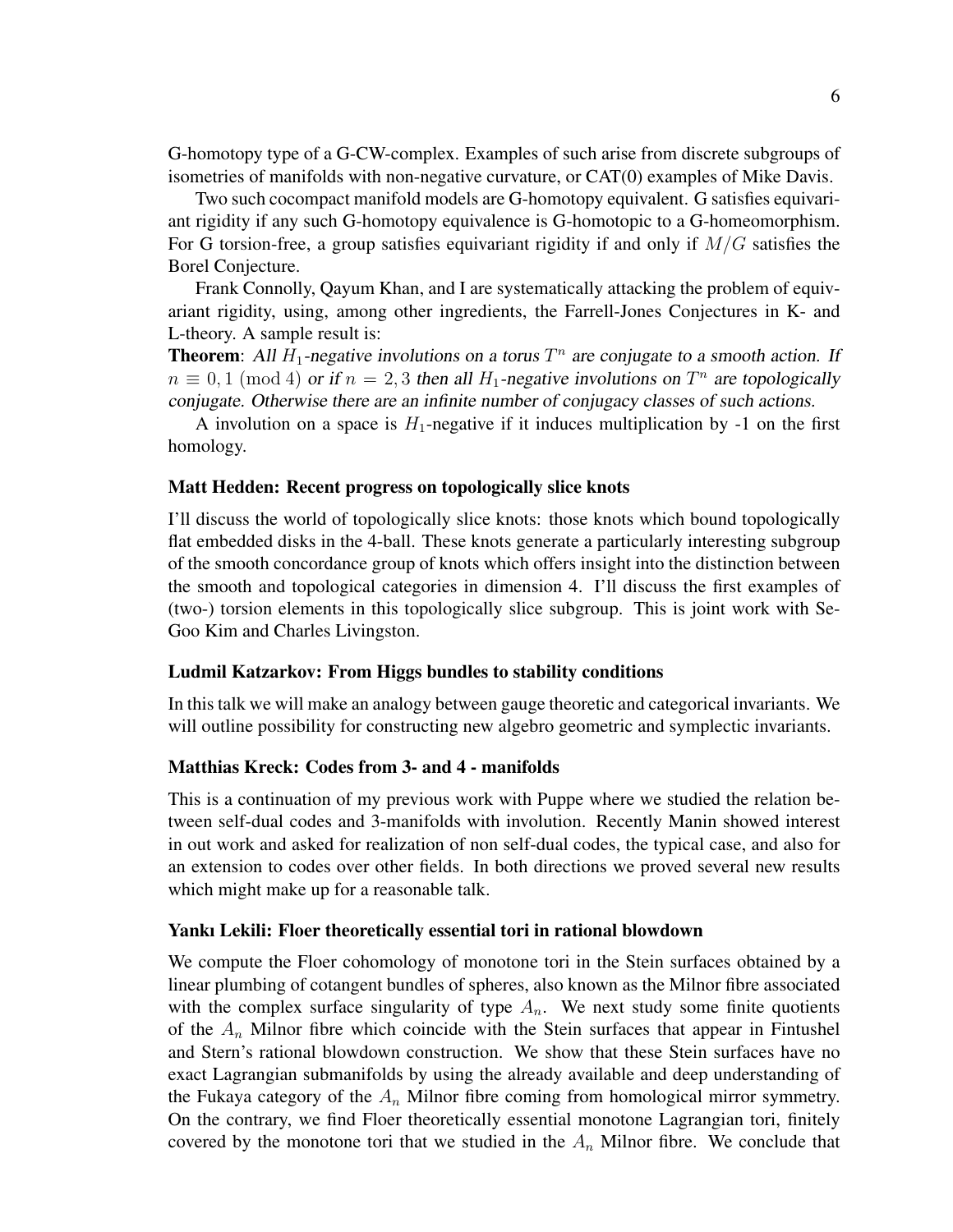G-homotopy type of a G-CW-complex. Examples of such arise from discrete subgroups of isometries of manifolds with non-negative curvature, or CAT(0) examples of Mike Davis.

Two such cocompact manifold models are G-homotopy equivalent. G satisfies equivariant rigidity if any such G-homotopy equivalence is G-homotopic to a G-homeomorphism. For G torsion-free, a group satisfies equivariant rigidity if and only if $M/G$ satisfies the Borel Conjecture.

Frank Connolly, Qayum Khan, and I are systematically attacking the problem of equivariant rigidity, using, among other ingredients, the Farrell-Jones Conjectures in K- and L-theory. A sample result is:

**Theorem**: *All $H_1$-negative involutions on a torus $T^n$ are conjugate to a smooth action. If $n \equiv 0, 1 \pmod 4$ or if $n = 2, 3$ then all $H_1$-negative involutions on $T^n$ are topologically conjugate. Otherwise there are an infinite number of conjugacy classes of such actions.*

A involution on a space is $H_1$-negative if it induces multiplication by -1 on the first homology.

### Matt Hedden: Recent progress on topologically slice knots

I'll discuss the world of topologically slice knots: those knots which bound topologically flat embedded disks in the 4-ball. These knots generate a particularly interesting subgroup of the smooth concordance group of knots which offers insight into the distinction between the smooth and topological categories in dimension 4. I'll discuss the first examples of (two-) torsion elements in this topologically slice subgroup. This is joint work with Se-Goo Kim and Charles Livingston.

### Ludmil Katzarkov: From Higgs bundles to stability conditions

In this talk we will make an analogy between gauge theoretic and categorical invariants. We will outline possibility for constructing new algebro geometric and symplectic invariants.

### Matthias Kreck: Codes from 3- and 4 - manifolds

This is a continuation of my previous work with Puppe where we studied the relation between self-dual codes and 3-manifolds with involution. Recently Manin showed interest in out work and asked for realization of non self-dual codes, the typical case, and also for an extension to codes over other fields. In both directions we proved several new results which might make up for a reasonable talk.

### Yankı Lekili: Floer theoretically essential tori in rational blowdown

We compute the Floer cohomology of monotone tori in the Stein surfaces obtained by a linear plumbing of cotangent bundles of spheres, also known as the Milnor fibre associated with the complex surface singularity of type $A_n$. We next study some finite quotients of the $A_n$ Milnor fibre which coincide with the Stein surfaces that appear in Fintushel and Stern's rational blowdown construction. We show that these Stein surfaces have no exact Lagrangian submanifolds by using the already available and deep understanding of the Fukaya category of the $A_n$ Milnor fibre coming from homological mirror symmetry. On the contrary, we find Floer theoretically essential monotone Lagrangian tori, finitely covered by the monotone tori that we studied in the $A_n$ Milnor fibre. We conclude that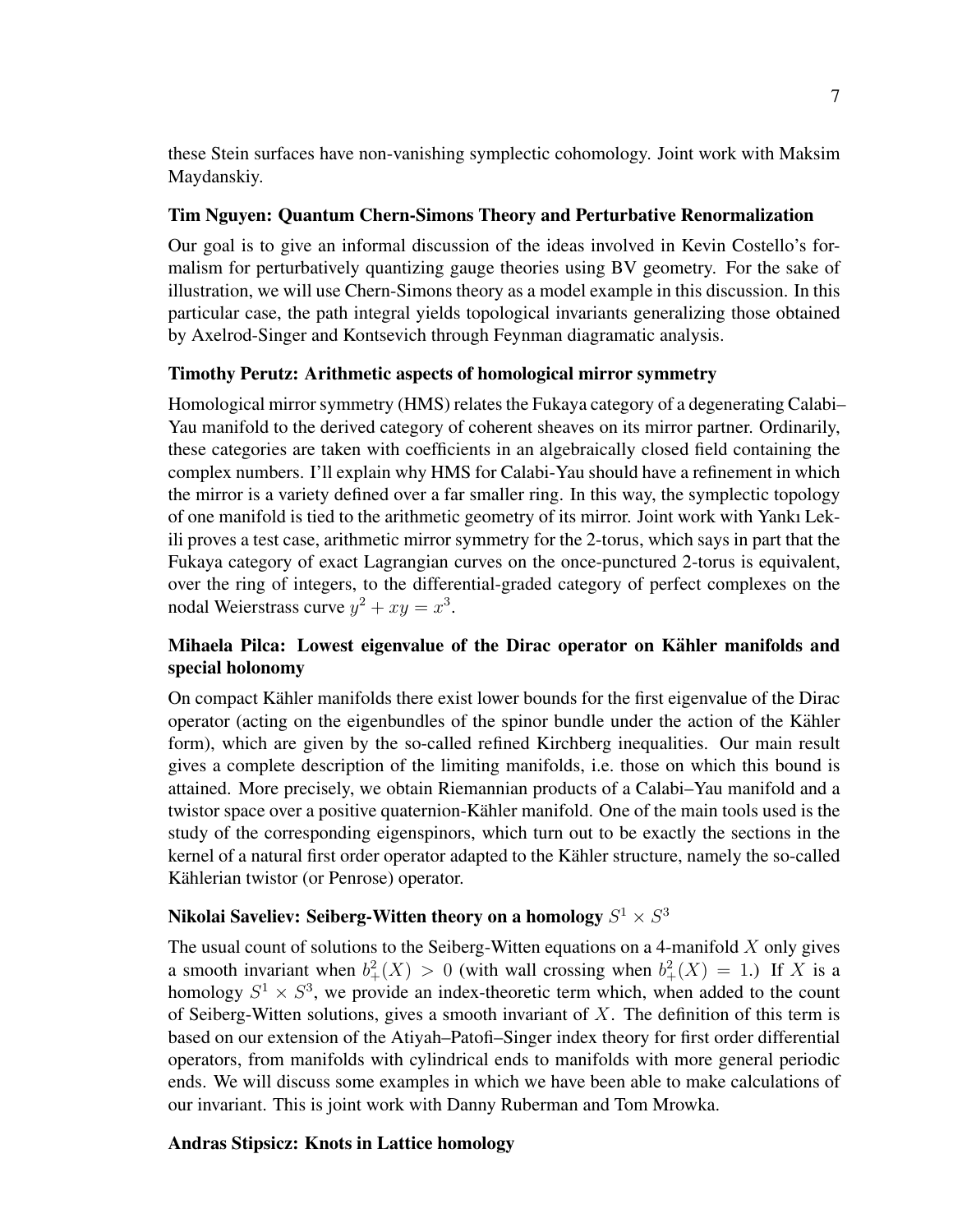these Stein surfaces have non-vanishing symplectic cohomology. Joint work with Maksim Maydanskiy.

### Tim Nguyen: Quantum Chern-Simons Theory and Perturbative Renormalization

Our goal is to give an informal discussion of the ideas involved in Kevin Costello's formalism for perturbatively quantizing gauge theories using BV geometry. For the sake of illustration, we will use Chern-Simons theory as a model example in this discussion. In this particular case, the path integral yields topological invariants generalizing those obtained by Axelrod-Singer and Kontsevich through Feynman diagramatic analysis.

### Timothy Perutz: Arithmetic aspects of homological mirror symmetry

Homological mirror symmetry (HMS) relates the Fukaya category of a degenerating Calabi–Yau manifold to the derived category of coherent sheaves on its mirror partner. Ordinarily, these categories are taken with coefficients in an algebraically closed field containing the complex numbers. I'll explain why HMS for Calabi-Yau should have a refinement in which the mirror is a variety defined over a far smaller ring. In this way, the symplectic topology of one manifold is tied to the arithmetic geometry of its mirror. Joint work with Yankı Lekili proves a test case, arithmetic mirror symmetry for the 2-torus, which says in part that the Fukaya category of exact Lagrangian curves on the once-punctured 2-torus is equivalent, over the ring of integers, to the differential-graded category of perfect complexes on the nodal Weierstrass curve $y^2 + xy = x^3$.

### Mihaela Pilca: Lowest eigenvalue of the Dirac operator on Kähler manifolds and special holonomy

On compact Kähler manifolds there exist lower bounds for the first eigenvalue of the Dirac operator (acting on the eigenbundles of the spinor bundle under the action of the Kähler form), which are given by the so-called refined Kirchberg inequalities. Our main result gives a complete description of the limiting manifolds, i.e. those on which this bound is attained. More precisely, we obtain Riemannian products of a Calabi–Yau manifold and a twistor space over a positive quaternion-Kähler manifold. One of the main tools used is the study of the corresponding eigenspinors, which turn out to be exactly the sections in the kernel of a natural first order operator adapted to the Kähler structure, namely the so-called Kählerian twistor (or Penrose) operator.

### Nikolai Saveliev: Seiberg-Witten theory on a homology $S^1 \times S^3$

The usual count of solutions to the Seiberg-Witten equations on a 4-manifold $X$ only gives a smooth invariant when $b^2_+(X) > 0$ (with wall crossing when $b^2_+(X) = 1$.) If $X$ is a homology $S^1 \times S^3$, we provide an index-theoretic term which, when added to the count of Seiberg-Witten solutions, gives a smooth invariant of $X$. The definition of this term is based on our extension of the Atiyah–Patofi–Singer index theory for first order differential operators, from manifolds with cylindrical ends to manifolds with more general periodic ends. We will discuss some examples in which we have been able to make calculations of our invariant. This is joint work with Danny Ruberman and Tom Mrowka.

### Andras Stipsicz: Knots in Lattice homology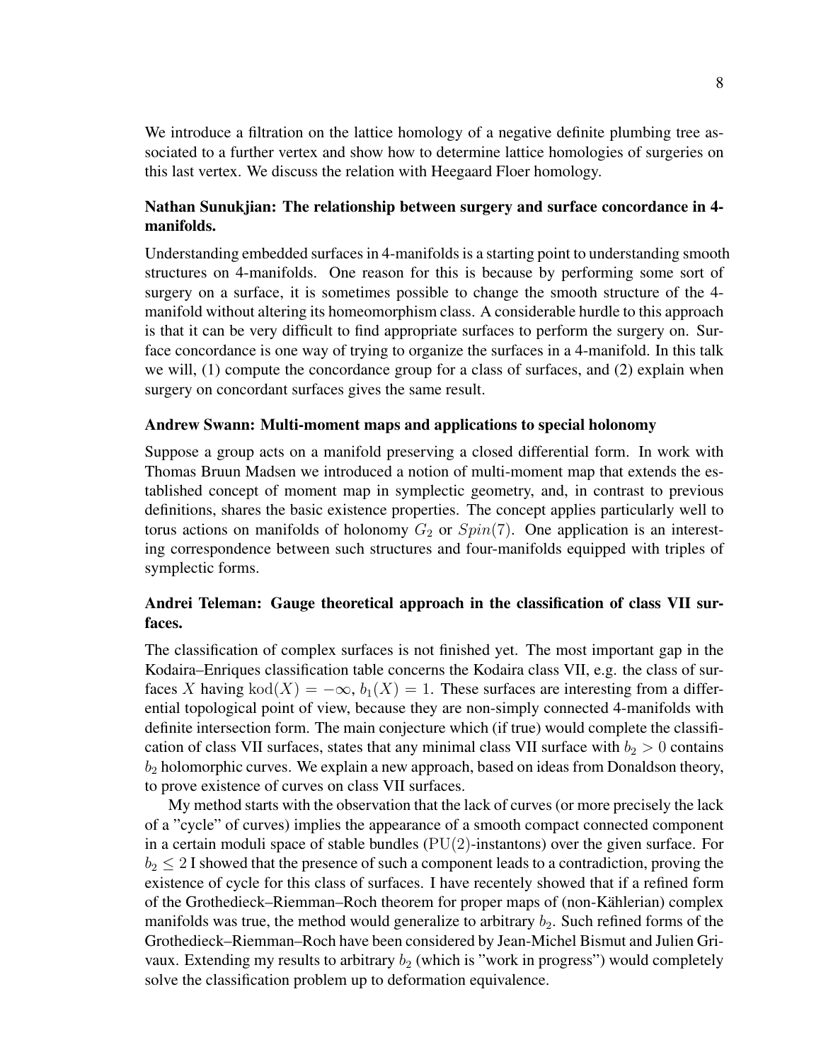We introduce a filtration on the lattice homology of a negative definite plumbing tree associated to a further vertex and show how to determine lattice homologies of surgeries on this last vertex. We discuss the relation with Heegaard Floer homology.

### Nathan Sunukjian: The relationship between surgery and surface concordance in 4-manifolds.

Understanding embedded surfaces in 4-manifolds is a starting point to understanding smooth structures on 4-manifolds. One reason for this is because by performing some sort of surgery on a surface, it is sometimes possible to change the smooth structure of the 4-manifold without altering its homeomorphism class. A considerable hurdle to this approach is that it can be very difficult to find appropriate surfaces to perform the surgery on. Surface concordance is one way of trying to organize the surfaces in a 4-manifold. In this talk we will, (1) compute the concordance group for a class of surfaces, and (2) explain when surgery on concordant surfaces gives the same result.

### Andrew Swann: Multi-moment maps and applications to special holonomy

Suppose a group acts on a manifold preserving a closed differential form. In work with Thomas Bruun Madsen we introduced a notion of multi-moment map that extends the established concept of moment map in symplectic geometry, and, in contrast to previous definitions, shares the basic existence properties. The concept applies particularly well to torus actions on manifolds of holonomy $G_2$ or $Spin(7)$. One application is an interesting correspondence between such structures and four-manifolds equipped with triples of symplectic forms.

### Andrei Teleman: Gauge theoretical approach in the classification of class VII surfaces.

The classification of complex surfaces is not finished yet. The most important gap in the Kodaira–Enriques classification table concerns the Kodaira class VII, e.g. the class of surfaces $X$ having $\mathrm{kod}(X) = -\infty$, $b_1(X) = 1$. These surfaces are interesting from a differential topological point of view, because they are non-simply connected 4-manifolds with definite intersection form. The main conjecture which (if true) would complete the classification of class VII surfaces, states that any minimal class VII surface with $b_2 > 0$ contains $b_2$ holomorphic curves. We explain a new approach, based on ideas from Donaldson theory, to prove existence of curves on class VII surfaces.

My method starts with the observation that the lack of curves (or more precisely the lack of a "cycle" of curves) implies the appearance of a smooth compact connected component in a certain moduli space of stable bundles ($\mathrm{PU}(2)$-instantons) over the given surface. For $b_2 \leq 2$ I showed that the presence of such a component leads to a contradiction, proving the existence of cycle for this class of surfaces. I have recently showed that if a refined form of the Grothedieck–Riemman–Roch theorem for proper maps of (non-Kählerian) complex manifolds was true, the method would generalize to arbitrary $b_2$. Such refined forms of the Grothedieck–Riemman–Roch have been considered by Jean-Michel Bismut and Julien Grivaux. Extending my results to arbitrary $b_2$ (which is "work in progress") would completely solve the classification problem up to deformation equivalence.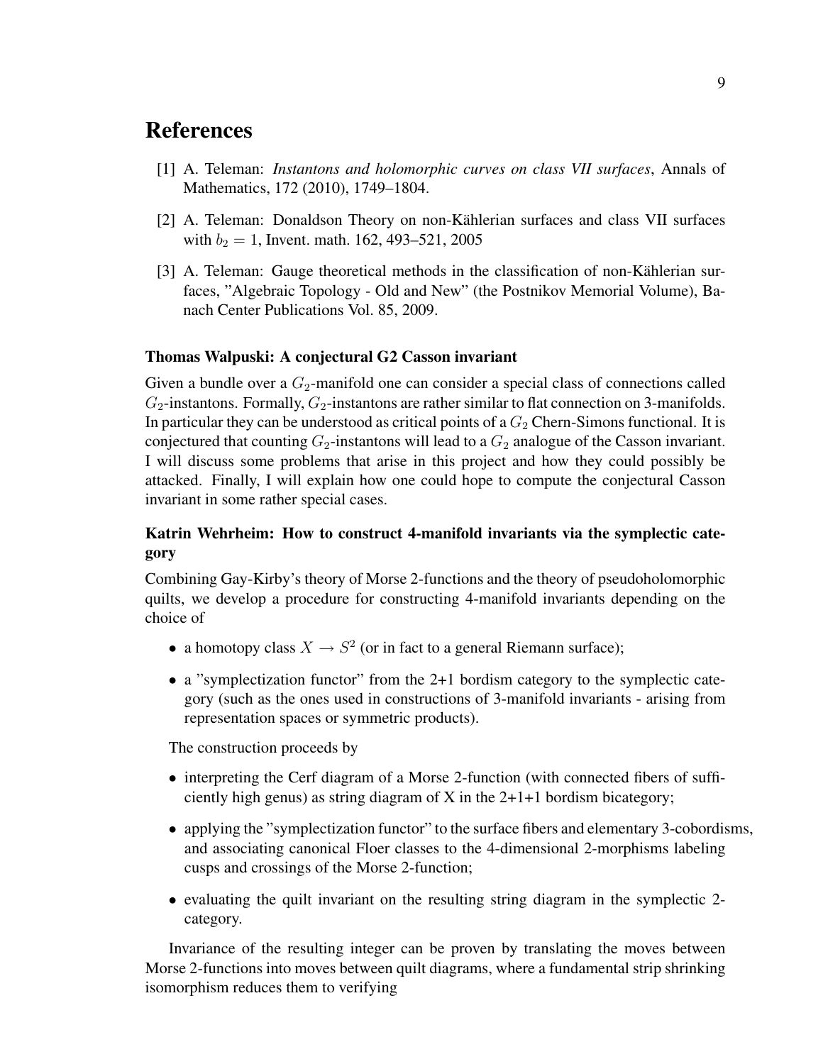## References

[1] A. Teleman: *Instantons and holomorphic curves on class VII surfaces*, Annals of Mathematics, 172 (2010), 1749–1804.

[2] A. Teleman: Donaldson Theory on non-Kählerian surfaces and class VII surfaces with $b_2 = 1$, Invent. math. 162, 493–521, 2005

[3] A. Teleman: Gauge theoretical methods in the classification of non-Kählerian surfaces, "Algebraic Topology - Old and New" (the Postnikov Memorial Volume), Banach Center Publications Vol. 85, 2009.

### Thomas Walpuski: A conjectural G2 Casson invariant

Given a bundle over a $G_2$-manifold one can consider a special class of connections called $G_2$-instantons. Formally, $G_2$-instantons are rather similar to flat connection on 3-manifolds. In particular they can be understood as critical points of a $G_2$ Chern-Simons functional. It is conjectured that counting $G_2$-instantons will lead to a $G_2$ analogue of the Casson invariant. I will discuss some problems that arise in this project and how they could possibly be attacked. Finally, I will explain how one could hope to compute the conjectural Casson invariant in some rather special cases.

### Katrin Wehrheim: How to construct 4-manifold invariants via the symplectic category

Combining Gay-Kirby's theory of Morse 2-functions and the theory of pseudoholomorphic quilts, we develop a procedure for constructing 4-manifold invariants depending on the choice of

- a homotopy class $X \to S^2$ (or in fact to a general Riemann surface);
- a "symplectization functor" from the 2+1 bordism category to the symplectic category (such as the ones used in constructions of 3-manifold invariants - arising from representation spaces or symmetric products).

The construction proceeds by

- interpreting the Cerf diagram of a Morse 2-function (with connected fibers of sufficiently high genus) as string diagram of X in the 2+1+1 bordism bicategory;
- applying the "symplectization functor" to the surface fibers and elementary 3-cobordisms, and associating canonical Floer classes to the 4-dimensional 2-morphisms labeling cusps and crossings of the Morse 2-function;
- evaluating the quilt invariant on the resulting string diagram in the symplectic 2-category.

Invariance of the resulting integer can be proven by translating the moves between Morse 2-functions into moves between quilt diagrams, where a fundamental strip shrinking isomorphism reduces them to verifying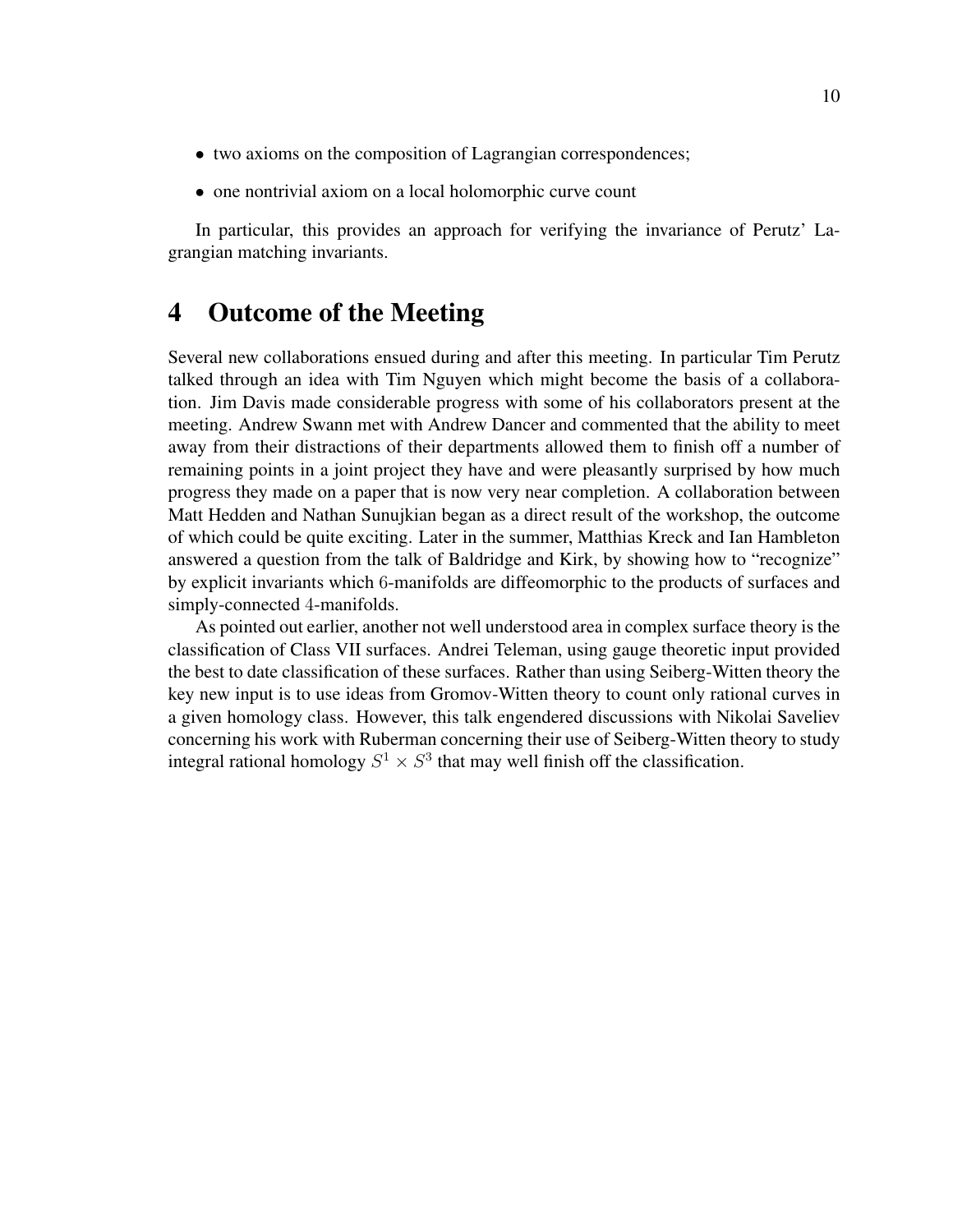- two axioms on the composition of Lagrangian correspondences;
- one nontrivial axiom on a local holomorphic curve count

In particular, this provides an approach for verifying the invariance of Perutz' Lagrangian matching invariants.

# 4 Outcome of the Meeting

Several new collaborations ensued during and after this meeting. In particular Tim Perutz talked through an idea with Tim Nguyen which might become the basis of a collaboration. Jim Davis made considerable progress with some of his collaborators present at the meeting. Andrew Swann met with Andrew Dancer and commented that the ability to meet away from their distractions of their departments allowed them to finish off a number of remaining points in a joint project they have and were pleasantly surprised by how much progress they made on a paper that is now very near completion. A collaboration between Matt Hedden and Nathan Sunujkian began as a direct result of the workshop, the outcome of which could be quite exciting. Later in the summer, Matthias Kreck and Ian Hambleton answered a question from the talk of Baldridge and Kirk, by showing how to "recognize" by explicit invariants which $6$-manifolds are diffeomorphic to the products of surfaces and simply-connected $4$-manifolds.

As pointed out earlier, another not well understood area in complex surface theory is the classification of Class VII surfaces. Andrei Teleman, using gauge theoretic input provided the best to date classification of these surfaces. Rather than using Seiberg-Witten theory the key new input is to use ideas from Gromov-Witten theory to count only rational curves in a given homology class. However, this talk engendered discussions with Nikolai Saveliev concerning his work with Ruberman concerning their use of Seiberg-Witten theory to study integral rational homology $S^1 \times S^3$ that may well finish off the classification.